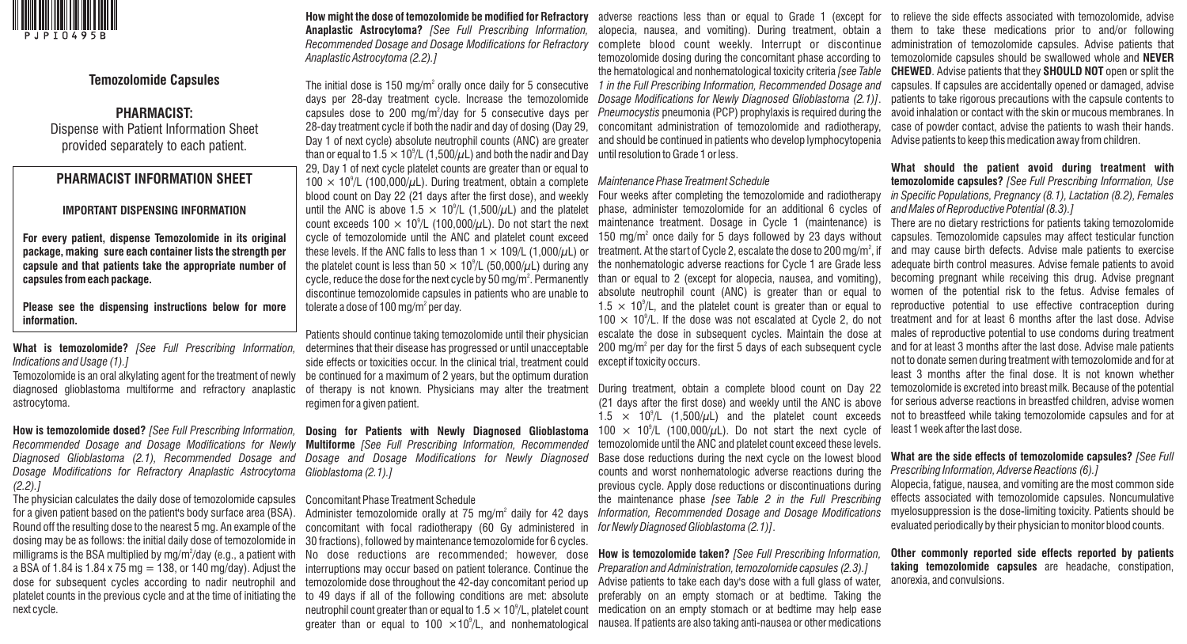PJPI0495B

## Temozolomide Capsules

**PHARMACIST:**

Dispense with Patient Information Sheet provided separately to each patient.

## PHARMACIST INFORMATION SHEET

### IMPORTANT DISPENSING INFORMATION

**For every patient, dispense Temozolomide in its original package, making sure each container lists the strength per capsule and that patients take the appropriate number of capsules from each package.**

**Please see the dispensing instructions below for more information.**

**What is temozolomide?** *[See Full Prescribing Information, Indications and Usage (1).]*

Temozolomide is an oral alkylating agent for the treatment of newly diagnosed glioblastoma multiforme and refractory anaplastic astrocytoma.

**How is temozolomide dosed?** *[See Full Prescribing Information, Recommended Dosage and Dosage Modifications for Newly Diagnosed Glioblastoma (2.1), Recommended Dosage and Dosage Modifications for Refractory Anaplastic Astrocytoma (2.2).]*

The physician calculates the daily dose of temozolomide capsules for a given patient based on the patient's body surface area (BSA). Round off the resulting dose to the nearest 5 mg. An example of the dosing may be as follows: the initial daily dose of temozolomide in milligrams is the BSA multiplied by mg/m$^2$/day (e.g., a patient with a BSA of 1.84 is 1.84 x 75 mg = 138, or 140 mg/day). Adjust the dose for subsequent cycles according to nadir neutrophil and platelet counts in the previous cycle and at the time of initiating the next cycle.

**How might the dose of temozolomide be modified for Refractory Anaplastic Astrocytoma?** *[See Full Prescribing Information, Recommended Dosage and Dosage Modifications for Refractory Anaplastic Astrocytoma (2.2).]*

The initial dose is 150 mg/m$^2$ orally once daily for 5 consecutive days per 28-day treatment cycle. Increase the temozolomide capsules dose to 200 mg/m$^2$/day for 5 consecutive days per 28-day treatment cycle if both the nadir and day of dosing (Day 29, Day 1 of next cycle) absolute neutrophil counts (ANC) are greater than or equal to $1.5 \times 10^9$/L (1,500/$\mu$L) and both the nadir and Day 29, Day 1 of next cycle platelet counts are greater than or equal to $100 \times 10^9$/L (100,000/$\mu$L). During treatment, obtain a complete blood count on Day 22 (21 days after the first dose), and weekly until the ANC is above $1.5 \times 10^9$/L (1,500/$\mu$L) and the platelet count exceeds $100 \times 10^9$/L (100,000/$\mu$L). Do not start the next cycle of temozolomide until the ANC and platelet count exceed these levels. If the ANC falls to less than 1 × 109/L (1,000/$\mu$L) or the platelet count is less than $50 \times 10^9$/L (50,000/$\mu$L) during any cycle, reduce the dose for the next cycle by 50 mg/m$^2$. Permanently discontinue temozolomide capsules in patients who are unable to tolerate a dose of 100 mg/m$^2$ per day.

Patients should continue taking temozolomide until their physician determines that their disease has progressed or until unacceptable side effects or toxicities occur. In the clinical trial, treatment could be continued for a maximum of 2 years, but the optimum duration of therapy is not known. Physicians may alter the treatment regimen for a given patient.

**Dosing for Patients with Newly Diagnosed Glioblastoma Multiforme** *[See Full Prescribing Information, Recommended Dosage and Dosage Modifications for Newly Diagnosed Glioblastoma (2.1).]*

Concomitant Phase Treatment Schedule

Administer temozolomide orally at 75 mg/m$^2$ daily for 42 days concomitant with focal radiotherapy (60 Gy administered in 30 fractions), followed by maintenance temozolomide for 6 cycles. No dose reductions are recommended; however, dose interruptions may occur based on patient tolerance. Continue the temozolomide dose throughout the 42-day concomitant period up to 49 days if all of the following conditions are met: absolute neutrophil count greater than or equal to $1.5 \times 10^9$/L, platelet count greater than or equal to $100 \times 10^9$/L, and nonhematological adverse reactions less than or equal to Grade 1 (except for alopecia, nausea, and vomiting). During treatment, obtain a complete blood count weekly. Interrupt or discontinue temozolomide dosing during the concomitant phase according to the hematological and nonhematological toxicity criteria *[see Table 1 in the Full Prescribing Information, Recommended Dosage and Dosage Modifications for Newly Diagnosed Glioblastoma (2.1)]*. *Pneumocystis* pneumonia (PCP) prophylaxis is required during the concomitant administration of temozolomide and radiotherapy, and should be continued in patients who develop lymphocytopenia until resolution to Grade 1 or less.

*Maintenance Phase Treatment Schedule*

Four weeks after completing the temozolomide and radiotherapy phase, administer temozolomide for an additional 6 cycles of maintenance treatment. Dosage in Cycle 1 (maintenance) is 150 mg/m$^2$ once daily for 5 days followed by 23 days without treatment. At the start of Cycle 2, escalate the dose to 200 mg/m$^2$, if the nonhematologic adverse reactions for Cycle 1 are Grade less than or equal to 2 (except for alopecia, nausea, and vomiting), absolute neutrophil count (ANC) is greater than or equal to $1.5 \times 10^9$/L, and the platelet count is greater than or equal to $100 \times 10^9$/L. If the dose was not escalated at Cycle 2, do not escalate the dose in subsequent cycles. Maintain the dose at 200 mg/m$^2$ per day for the first 5 days of each subsequent cycle except if toxicity occurs.

During treatment, obtain a complete blood count on Day 22 (21 days after the first dose) and weekly until the ANC is above $1.5 \times 10^9$/L (1,500/$\mu$L) and the platelet count exceeds $100 \times 10^9$/L (100,000/$\mu$L). Do not start the next cycle of temozolomide until the ANC and platelet count exceed these levels. Base dose reductions during the next cycle on the lowest blood counts and worst nonhematologic adverse reactions during the previous cycle. Apply dose reductions or discontinuations during the maintenance phase *[see Table 2 in the Full Prescribing Information, Recommended Dosage and Dosage Modifications for Newly Diagnosed Glioblastoma (2.1)]*.

**How is temozolomide taken?** *[See Full Prescribing Information, Preparation and Administration, temozolomide capsules (2.3).]*

Advise patients to take each day's dose with a full glass of water, preferably on an empty stomach or at bedtime. Taking the medication on an empty stomach or at bedtime may help ease nausea. If patients are also taking anti-nausea or other medications to relieve the side effects associated with temozolomide, advise them to take these medications prior to and/or following administration of temozolomide capsules. Advise patients that temozolomide capsules should be swallowed whole and **NEVER CHEWED**. Advise patients that they **SHOULD NOT** open or split the capsules. If capsules are accidentally opened or damaged, advise patients to take rigorous precautions with the capsule contents to avoid inhalation or contact with the skin or mucous membranes. In case of powder contact, advise the patients to wash their hands. Advise patients to keep this medication away from children.

**What should the patient avoid during treatment with temozolomide capsules?** *[See Full Prescribing Information, Use in Specific Populations, Pregnancy (8.1), Lactation (8.2), Females and Males of Reproductive Potential (8.3).]*

There are no dietary restrictions for patients taking temozolomide capsules. Temozolomide capsules may affect testicular function and may cause birth defects. Advise male patients to exercise adequate birth control measures. Advise female patients to avoid becoming pregnant while receiving this drug. Advise pregnant women of the potential risk to the fetus. Advise females of reproductive potential to use effective contraception during treatment and for at least 6 months after the last dose. Advise males of reproductive potential to use condoms during treatment and for at least 3 months after the last dose. Advise male patients not to donate semen during treatment with temozolomide and for at least 3 months after the final dose. It is not known whether temozolomide is excreted into breast milk. Because of the potential for serious adverse reactions in breastfed children, advise women not to breastfeed while taking temozolomide capsules and for at least 1 week after the last dose.

**What are the side effects of temozolomide capsules?** *[See Full Prescribing Information, Adverse Reactions (6).]*

Alopecia, fatigue, nausea, and vomiting are the most common side effects associated with temozolomide capsules. Noncumulative myelosuppression is the dose-limiting toxicity. Patients should be evaluated periodically by their physician to monitor blood counts.

**Other commonly reported side effects reported by patients taking temozolomide capsules** are headache, constipation, anorexia, and convulsions.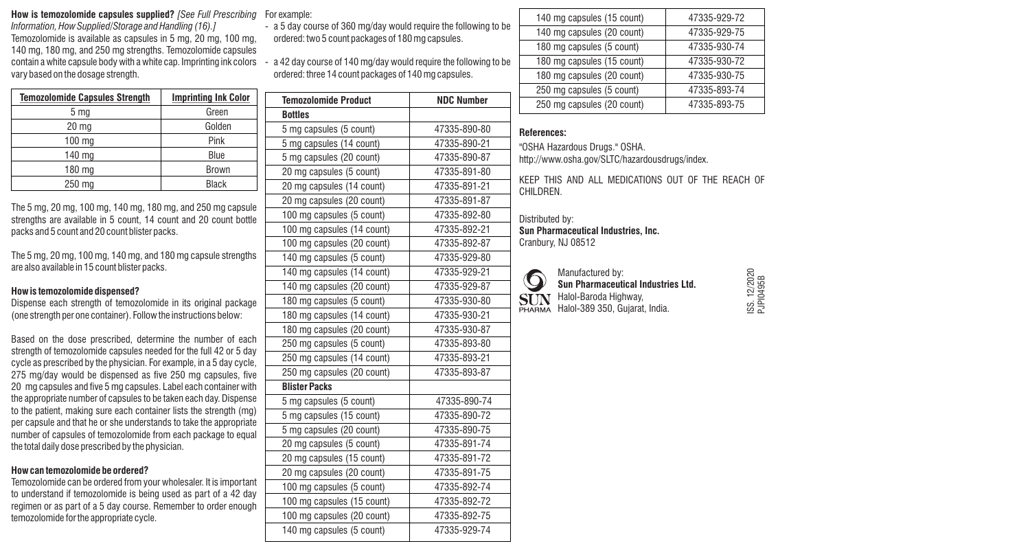**How is temozolomide capsules supplied?** *[See Full Prescribing Information, How Supplied/Storage and Handling (16).]*

Temozolomide is available as capsules in 5 mg, 20 mg, 100 mg, 140 mg, 180 mg, and 250 mg strengths. Temozolomide capsules contain a white capsule body with a white cap. Imprinting ink colors vary based on the dosage strength.

| Temozolomide Capsules Strength | Imprinting Ink Color |
|---|---|
| 5 mg | Green |
| 20 mg | Golden |
| 100 mg | Pink |
| 140 mg | Blue |
| 180 mg | Brown |
| 250 mg | Black |

The 5 mg, 20 mg, 100 mg, 140 mg, 180 mg, and 250 mg capsule strengths are available in 5 count, 14 count and 20 count bottle packs and 5 count and 20 count blister packs.

The 5 mg, 20 mg, 100 mg, 140 mg, and 180 mg capsule strengths are also available in 15 count blister packs.

**How is temozolomide dispensed?**

Dispense each strength of temozolomide in its original package (one strength per one container). Follow the instructions below:

Based on the dose prescribed, determine the number of each strength of temozolomide capsules needed for the full 42 or 5 day cycle as prescribed by the physician. For example, in a 5 day cycle, 275 mg/day would be dispensed as five 250 mg capsules, five 20 mg capsules and five 5 mg capsules. Label each container with the appropriate number of capsules to be taken each day. Dispense to the patient, making sure each container lists the strength (mg) per capsule and that he or she understands to take the appropriate number of capsules of temozolomide from each package to equal the total daily dose prescribed by the physician.

**How can temozolomide be ordered?**

Temozolomide can be ordered from your wholesaler. It is important to understand if temozolomide is being used as part of a 42 day regimen or as part of a 5 day course. Remember to order enough temozolomide for the appropriate cycle.

For example:

- a 5 day course of 360 mg/day would require the following to be ordered: two 5 count packages of 180 mg capsules.
- a 42 day course of 140 mg/day would require the following to be ordered: three 14 count packages of 140 mg capsules.

| Temozolomide Product | NDC Number |
|---|---|
| **Bottles** | |
| 5 mg capsules (5 count) | 47335-890-80 |
| 5 mg capsules (14 count) | 47335-890-21 |
| 5 mg capsules (20 count) | 47335-890-87 |
| 20 mg capsules (5 count) | 47335-891-80 |
| 20 mg capsules (14 count) | 47335-891-21 |
| 20 mg capsules (20 count) | 47335-891-87 |
| 100 mg capsules (5 count) | 47335-892-80 |
| 100 mg capsules (14 count) | 47335-892-21 |
| 100 mg capsules (20 count) | 47335-892-87 |
| 140 mg capsules (5 count) | 47335-929-80 |
| 140 mg capsules (14 count) | 47335-929-21 |
| 140 mg capsules (20 count) | 47335-929-87 |
| 180 mg capsules (5 count) | 47335-930-80 |
| 180 mg capsules (14 count) | 47335-930-21 |
| 180 mg capsules (20 count) | 47335-930-87 |
| 250 mg capsules (5 count) | 47335-893-80 |
| 250 mg capsules (14 count) | 47335-893-21 |
| 250 mg capsules (20 count) | 47335-893-87 |
| **Blister Packs** | |
| 5 mg capsules (5 count) | 47335-890-74 |
| 5 mg capsules (15 count) | 47335-890-72 |
| 5 mg capsules (20 count) | 47335-890-75 |
| 20 mg capsules (5 count) | 47335-891-74 |
| 20 mg capsules (15 count) | 47335-891-72 |
| 20 mg capsules (20 count) | 47335-891-75 |
| 100 mg capsules (5 count) | 47335-892-74 |
| 100 mg capsules (15 count) | 47335-892-72 |
| 100 mg capsules (20 count) | 47335-892-75 |
| 140 mg capsules (5 count) | 47335-929-74 |
| 140 mg capsules (15 count) | 47335-929-72 |
| 140 mg capsules (20 count) | 47335-929-75 |
| 180 mg capsules (5 count) | 47335-930-74 |
| 180 mg capsules (15 count) | 47335-930-72 |
| 180 mg capsules (20 count) | 47335-930-75 |
| 250 mg capsules (5 count) | 47335-893-74 |
| 250 mg capsules (20 count) | 47335-893-75 |

**References:**

"OSHA Hazardous Drugs." OSHA. http://www.osha.gov/SLTC/hazardousdrugs/index.

KEEP THIS AND ALL MEDICATIONS OUT OF THE REACH OF CHILDREN.

Distributed by:
**Sun Pharmaceutical Industries, Inc.**
Cranbury, NJ 08512

Manufactured by:
**Sun Pharmaceutical Industries Ltd.**
Halol-Baroda Highway,
Halol-389 350, Gujarat, India.

ISS. 12/2020
PJPI0495B